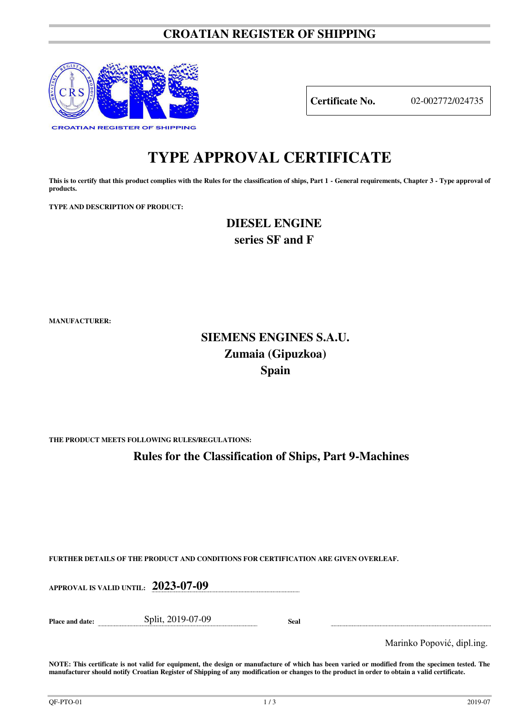# CROATIAN REGISTER OF SHIPPING

| **Certificate No.** | 02-002772/024735 |
|---|---|

# TYPE APPROVAL CERTIFICATE

**This is to certify that this product complies with the Rules for the classification of ships, Part 1 - General requirements, Chapter 3 - Type approval of products.**

**TYPE AND DESCRIPTION OF PRODUCT:**

**DIESEL ENGINE**
**series SF and F**

**MANUFACTURER:**

**SIEMENS ENGINES S.A.U.**
**Zumaia (Gipuzkoa)**
**Spain**

**THE PRODUCT MEETS FOLLOWING RULES/REGULATIONS:**

**Rules for the Classification of Ships, Part 9-Machines**

**FURTHER DETAILS OF THE PRODUCT AND CONDITIONS FOR CERTIFICATION ARE GIVEN OVERLEAF.**

**APPROVAL IS VALID UNTIL:** **2023-07-09**

**Place and date:** Split, 2019-07-09 **Seal**

Marinko Popović, dipl.ing.

**NOTE: This certificate is not valid for equipment, the design or manufacture of which has been varied or modified from the specimen tested. The manufacturer should notify Croatian Register of Shipping of any modification or changes to the product in order to obtain a valid certificate.**

QF-PTO-01 2019-07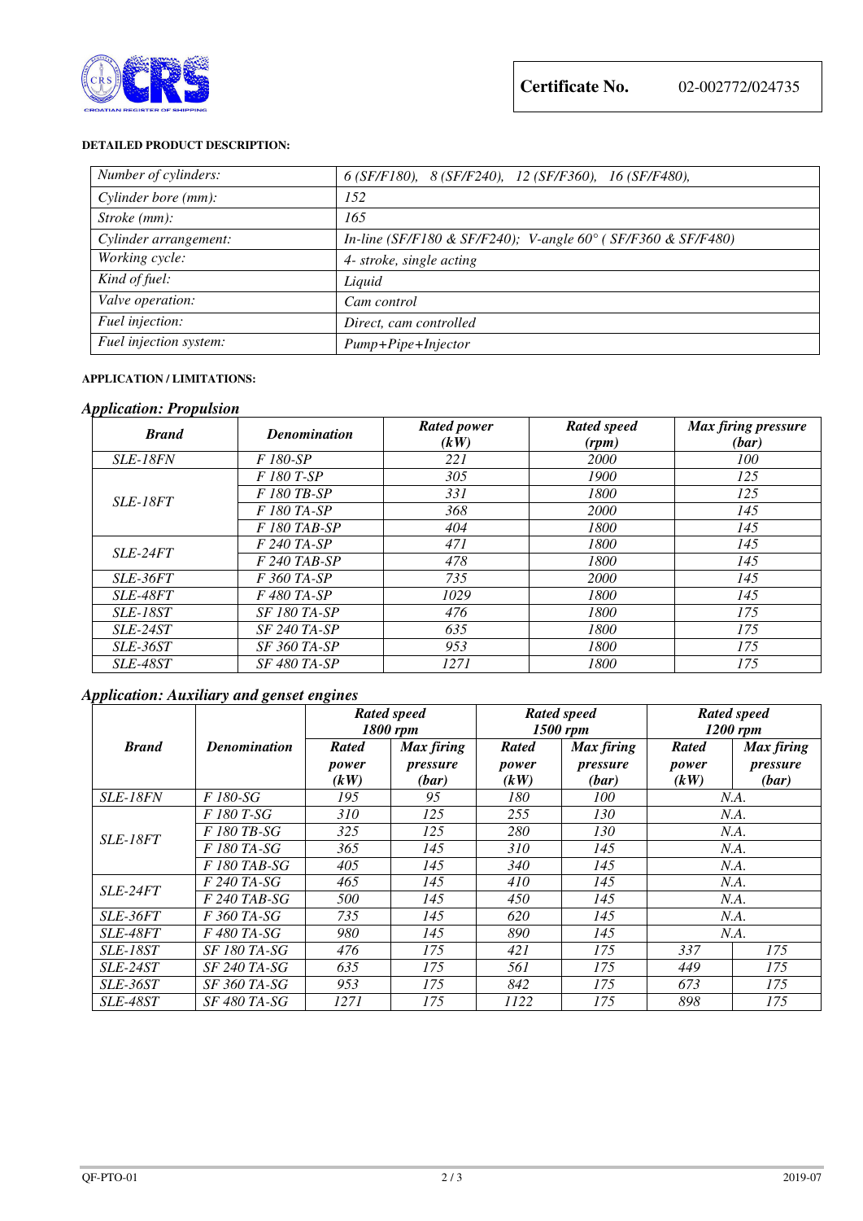**Certificate No.** 02-002772/024735

**DETAILED PRODUCT DESCRIPTION:**

| | |
|---|---|
| *Number of cylinders:* | *6 (SF/F180), 8 (SF/F240), 12 (SF/F360), 16 (SF/F480),* |
| *Cylinder bore (mm):* | *152* |
| *Stroke (mm):* | *165* |
| *Cylinder arrangement:* | *In-line (SF/F180 & SF/F240); V-angle 60° ( SF/F360 & SF/F480)* |
| *Working cycle:* | *4- stroke, single acting* |
| *Kind of fuel:* | *Liquid* |
| *Valve operation:* | *Cam control* |
| *Fuel injection:* | *Direct, cam controlled* |
| *Fuel injection system:* | *Pump+Pipe+Injector* |

**APPLICATION / LIMITATIONS:**

### *Application: Propulsion*

| *Brand* | *Denomination* | *Rated power (kW)* | *Rated speed (rpm)* | *Max firing pressure (bar)* |
|---|---|---|---|---|
| *SLE-18FN* | *F 180-SP* | *221* | *2000* | *100* |
| *SLE-18FT* | *F 180 T-SP* | *305* | *1900* | *125* |
| | *F 180 TB-SP* | *331* | *1800* | *125* |
| | *F 180 TA-SP* | *368* | *2000* | *145* |
| | *F 180 TAB-SP* | *404* | *1800* | *145* |
| *SLE-24FT* | *F 240 TA-SP* | *471* | *1800* | *145* |
| | *F 240 TAB-SP* | *478* | *1800* | *145* |
| *SLE-36FT* | *F 360 TA-SP* | *735* | *2000* | *145* |
| *SLE-48FT* | *F 480 TA-SP* | *1029* | *1800* | *145* |
| *SLE-18ST* | *SF 180 TA-SP* | *476* | *1800* | *175* |
| *SLE-24ST* | *SF 240 TA-SP* | *635* | *1800* | *175* |
| *SLE-36ST* | *SF 360 TA-SP* | *953* | *1800* | *175* |
| *SLE-48ST* | *SF 480 TA-SP* | *1271* | *1800* | *175* |

### *Application: Auxiliary and genset engines*

| *Brand* | *Denomination* | *Rated speed 1800 rpm* | | *Rated speed 1500 rpm* | | *Rated speed 1200 rpm* | |
|---|---|---|---|---|---|---|---|
| | | *Rated power (kW)* | *Max firing pressure (bar)* | *Rated power (kW)* | *Max firing pressure (bar)* | *Rated power (kW)* | *Max firing pressure (bar)* |
| *SLE-18FN* | *F 180-SG* | *195* | *95* | *180* | *100* | *N.A.* | |
| *SLE-18FT* | *F 180 T-SG* | *310* | *125* | *255* | *130* | *N.A.* | |
| | *F 180 TB-SG* | *325* | *125* | *280* | *130* | *N.A.* | |
| | *F 180 TA-SG* | *365* | *145* | *310* | *145* | *N.A.* | |
| | *F 180 TAB-SG* | *405* | *145* | *340* | *145* | *N.A.* | |
| *SLE-24FT* | *F 240 TA-SG* | *465* | *145* | *410* | *145* | *N.A.* | |
| | *F 240 TAB-SG* | *500* | *145* | *450* | *145* | *N.A.* | |
| *SLE-36FT* | *F 360 TA-SG* | *735* | *145* | *620* | *145* | *N.A.* | |
| *SLE-48FT* | *F 480 TA-SG* | *980* | *145* | *890* | *145* | *N.A.* | |
| *SLE-18ST* | *SF 180 TA-SG* | *476* | *175* | *421* | *175* | *337* | *175* |
| *SLE-24ST* | *SF 240 TA-SG* | *635* | *175* | *561* | *175* | *449* | *175* |
| *SLE-36ST* | *SF 360 TA-SG* | *953* | *175* | *842* | *175* | *673* | *175* |
| *SLE-48ST* | *SF 480 TA-SG* | *1271* | *175* | *1122* | *175* | *898* | *175* |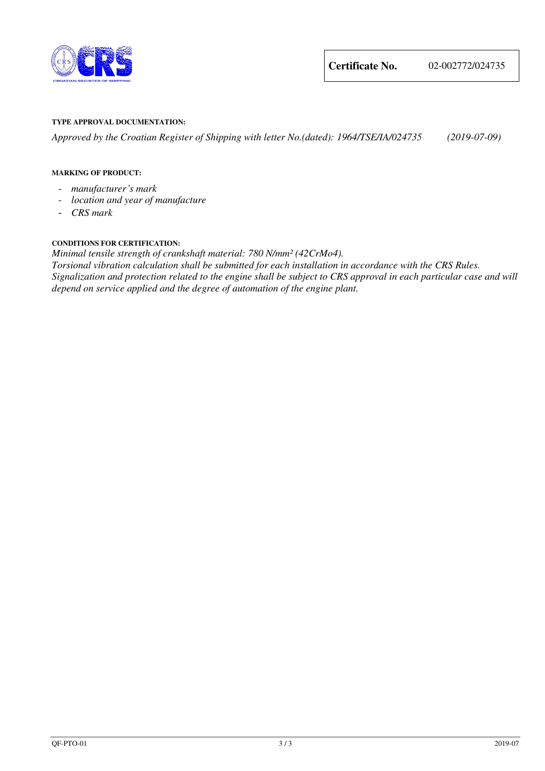**Certificate No.** 02-002772/024735

**TYPE APPROVAL DOCUMENTATION:**

*Approved by the Croatian Register of Shipping with letter No.(dated): 1964/TSE/IA/024735 (2019-07-09)*

**MARKING OF PRODUCT:**

- *manufacturer's mark*
- *location and year of manufacture*
- *CRS mark*

**CONDITIONS FOR CERTIFICATION:**

*Minimal tensile strength of crankshaft material: 780 N/mm² (42CrMo4).*
*Torsional vibration calculation shall be submitted for each installation in accordance with the CRS Rules.*
*Signalization and protection related to the engine shall be subject to CRS approval in each particular case and will depend on service applied and the degree of automation of the engine plant.*